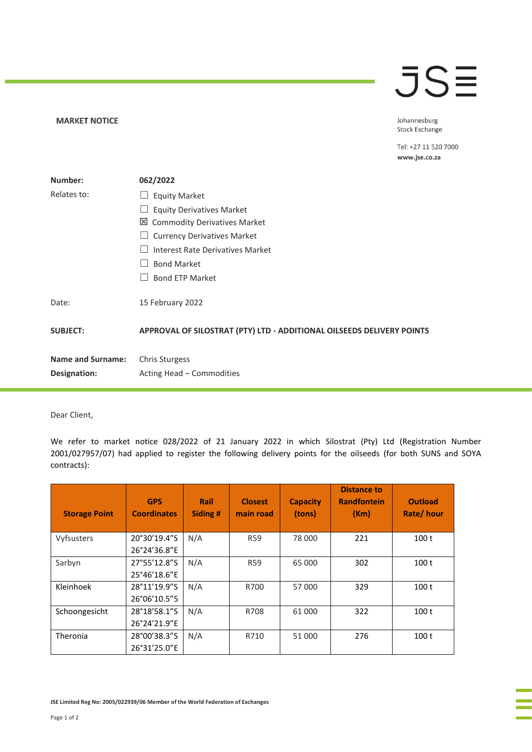**MARKET NOTICE**

Johannesburg Stock Exchange

Tel: +27 11 520 7000
**www.jse.co.za**

| | |
|---|---|
| **Number:** | **062/2022** |
| Relates to: | ☐ Equity Market<br>☐ Equity Derivatives Market<br>☒ Commodity Derivatives Market<br>☐ Currency Derivatives Market<br>☐ Interest Rate Derivatives Market<br>☐ Bond Market<br>☐ Bond ETP Market |
| Date: | 15 February 2022 |
| **SUBJECT:** | **APPROVAL OF SILOSTRAT (PTY) LTD - ADDITIONAL OILSEEDS DELIVERY POINTS** |
| **Name and Surname:** | Chris Sturgess |
| **Designation:** | Acting Head – Commodities |

Dear Client,

We refer to market notice 028/2022 of 21 January 2022 in which Silostrat (Pty) Ltd (Registration Number 2001/027957/07) had applied to register the following delivery points for the oilseeds (for both SUNS and SOYA contracts):

| Storage Point | GPS Coordinates | Rail Siding # | Closest main road | Capacity (tons) | Distance to Randfontein (Km) | Outload Rate/ hour |
|---|---|---|---|---|---|---|
| Vyfsusters | 20°30'19.4"S 26°24'36.8"E | N/A | R59 | 78 000 | 221 | 100 t |
| Sarbyn | 27°55'12.8"S 25°46'18.6"E | N/A | R59 | 65 000 | 302 | 100 t |
| Kleinhoek | 28°11'19.9"S 26°06'10.5"S | N/A | R700 | 57 000 | 329 | 100 t |
| Schoongesicht | 28°18'58.1"S 26°24'21.9"E | N/A | R708 | 61 000 | 322 | 100 t |
| Theronia | 28°00'38.3"S 26°31'25.0"E | N/A | R710 | 51 000 | 276 | 100 t |

JSE Limited Reg No: 2005/022939/06 Member of the World Federation of Exchanges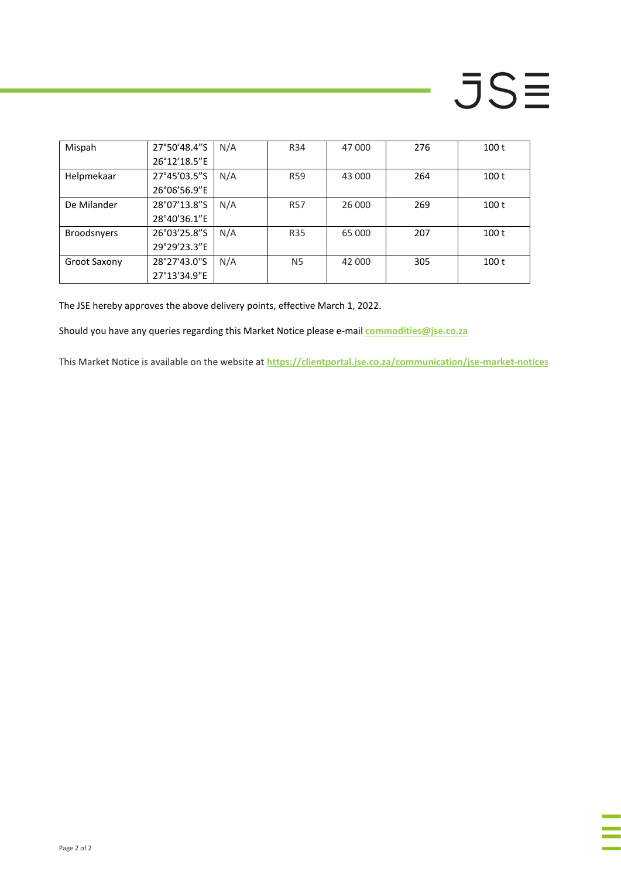| | | | | | | |
|---|---|---|---|---|---|---|
| Mispah | 27°50’48.4”S 26°12’18.5”E | N/A | R34 | 47 000 | 276 | 100 t |
| Helpmekaar | 27°45’03.5”S 26°06’56.9”E | N/A | R59 | 43 000 | 264 | 100 t |
| De Milander | 28°07’13.8”S 28°40’36.1”E | N/A | R57 | 26 000 | 269 | 100 t |
| Broodsnyers | 26°03’25.8”S 29°29’23.3”E | N/A | R35 | 65 000 | 207 | 100 t |
| Groot Saxony | 28°27'43.0"S 27°13'34.9"E | N/A | N5 | 42 000 | 305 | 100 t |

The JSE hereby approves the above delivery points, effective March 1, 2022.

Should you have any queries regarding this Market Notice please e-mail **commodities@jse.co.za**

This Market Notice is available on the website at **https://clientportal.jse.co.za/communication/jse-market-notices**